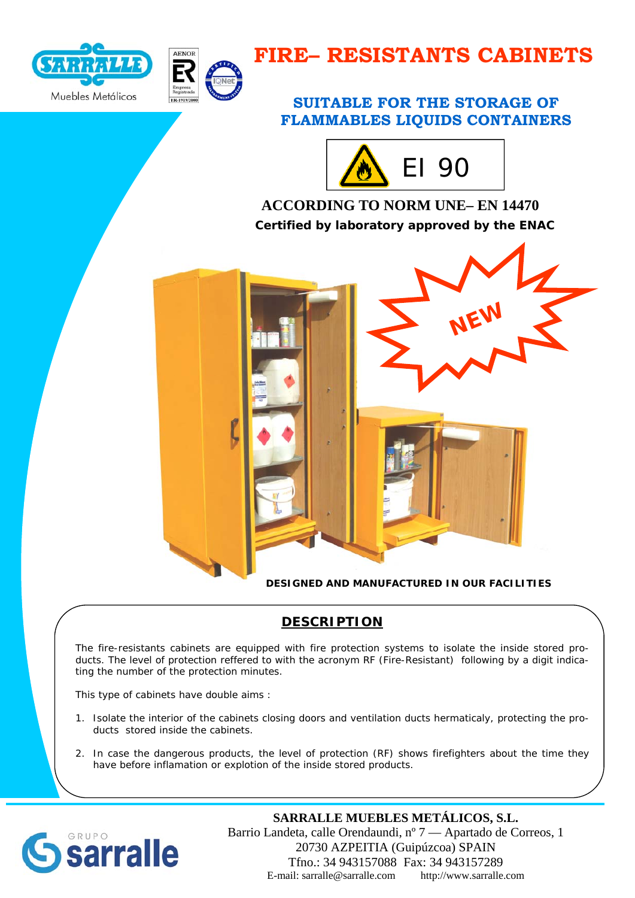# FIRE– RESISTANTS CABINETS

## SUITABLE FOR THE STORAGE OF FLAMMABLES LIQUIDS CONTAINERS

EI 90

**ACCORDING TO NORM UNE– EN 14470**

**Certified by laboratory approved by the ENAC**

NEW

**DESIGNED AND MANUFACTURED IN OUR FACILITIES**

## DESCRIPTION

The fire-resistants cabinets are equipped with fire protection systems to isolate the inside stored products. The level of protection reffered to with the acronym RF (Fire-Resistant) following by a digit indicating the number of the protection minutes.

This type of cabinets have double aims :

1. Isolate the interior of the cabinets closing doors and ventilation ducts hermaticaly, protecting the products stored inside the cabinets.
2. In case the dangerous products, the level of protection (RF) shows firefighters about the time they have before inflamation or explotion of the inside stored products.

**SARRALLE MUEBLES METÁLICOS, S.L.**
Barrio Landeta, calle Orendaundi, nº 7 — Apartado de Correos, 1
20730 AZPEITIA (Guipúzcoa) SPAIN
Tfno.: 34 943157088 Fax: 34 943157289
E-mail: sarralle@sarralle.com http://www.sarralle.com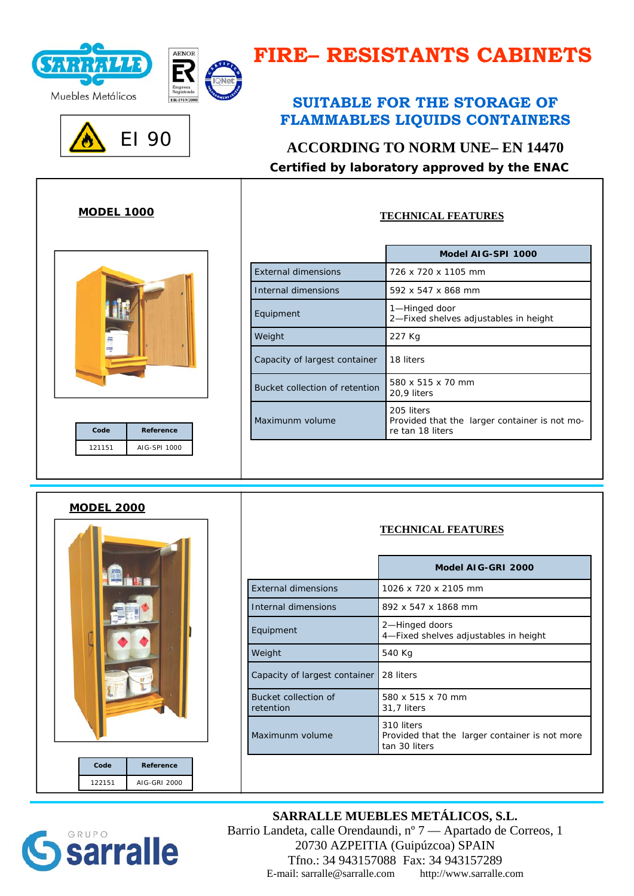Muebles Metálicos

EI 90

# FIRE– RESISTANTS CABINETS

## SUITABLE FOR THE STORAGE OF FLAMMABLES LIQUIDS CONTAINERS

### ACCORDING TO NORM UNE– EN 14470

**Certified by laboratory approved by the ENAC**

## MODEL 1000

| Code | Reference |
|---|---|
| 121151 | AIG-SPI 1000 |

### TECHNICAL FEATURES

| | Model AIG-SPI 1000 |
|---|---|
| External dimensions | 726 x 720 x 1105 mm |
| Internal dimensions | 592 x 547 x 868 mm |
| Equipment | 1—Hinged door<br>2—Fixed shelves adjustables in height |
| Weight | 227 Kg |
| Capacity of largest container | 18 liters |
| Bucket collection of retention | 580 x 515 x 70 mm<br>20,9 liters |
| Maximunm volume | 205 liters<br>Provided that the larger container is not more tan 18 liters |

## MODEL 2000

| Code | Reference |
|---|---|
| 122151 | AIG-GRI 2000 |

### TECHNICAL FEATURES

| | Model AIG-GRI 2000 |
|---|---|
| External dimensions | 1026 x 720 x 2105 mm |
| Internal dimensions | 892 x 547 x 1868 mm |
| Equipment | 2—Hinged doors<br>4—Fixed shelves adjustables in height |
| Weight | 540 Kg |
| Capacity of largest container | 28 liters |
| Bucket collection of retention | 580 x 515 x 70 mm<br>31,7 liters |
| Maximunm volume | 310 liters<br>Provided that the larger container is not more tan 30 liters |

**SARRALLE MUEBLES METÁLICOS, S.L.**
Barrio Landeta, calle Orendaundi, nº 7 — Apartado de Correos, 1
20730 AZPEITIA (Guipúzcoa) SPAIN
Tfno.: 34 943157088 Fax: 34 943157289
E-mail: sarralle@sarralle.com http://www.sarralle.com